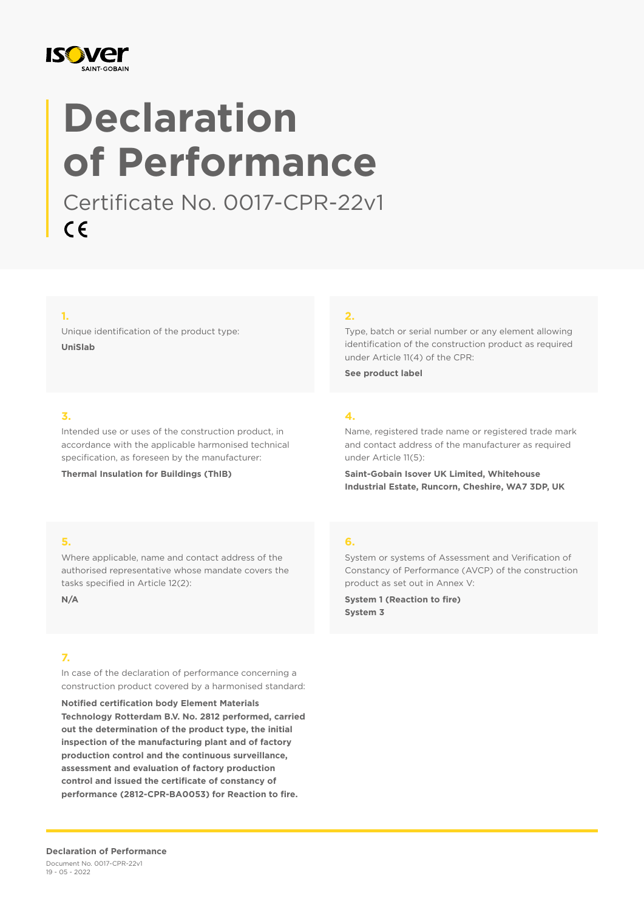ISOVER SAINT-GOBAIN

# Declaration of Performance

Certificate No. 0017-CPR-22v1

CE

**1.**

Unique identification of the product type:

**UniSlab**

**2.**

Type, batch or serial number or any element allowing identification of the construction product as required under Article 11(4) of the CPR:

**See product label**

**3.**

Intended use or uses of the construction product, in accordance with the applicable harmonised technical specification, as foreseen by the manufacturer:

**Thermal Insulation for Buildings (ThIB)**

**4.**

Name, registered trade name or registered trade mark and contact address of the manufacturer as required under Article 11(5):

**Saint-Gobain Isover UK Limited, Whitehouse Industrial Estate, Runcorn, Cheshire, WA7 3DP, UK**

**5.**

Where applicable, name and contact address of the authorised representative whose mandate covers the tasks specified in Article 12(2):

**N/A**

**6.**

System or systems of Assessment and Verification of Constancy of Performance (AVCP) of the construction product as set out in Annex V:

**System 1 (Reaction to fire)**
**System 3**

**7.**

In case of the declaration of performance concerning a construction product covered by a harmonised standard:

**Notified certification body Element Materials Technology Rotterdam B.V. No. 2812 performed, carried out the determination of the product type, the initial inspection of the manufacturing plant and of factory production control and the continuous surveillance, assessment and evaluation of factory production control and issued the certificate of constancy of performance (2812-CPR-BA0053) for Reaction to fire.**

**Declaration of Performance**
Document No. 0017-CPR-22v1
19 - 05 - 2022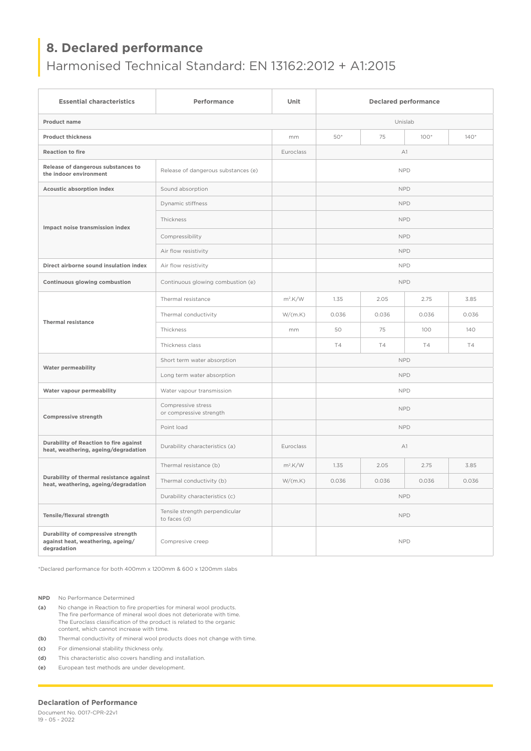## 8. Declared performance

Harmonised Technical Standard: EN 13162:2012 + A1:2015

| Essential characteristics | Performance | Unit | Declared performance | | | |
|---|---|---|---|---|---|---|
| **Product name** | | | Unislab | | | |
| **Product thickness** | | mm | 50* | 75 | 100* | 140* |
| **Reaction to fire** | | Euroclass | A1 | | | |
| **Release of dangerous substances to the indoor environment** | Release of dangerous substances (e) | | NPD | | | |
| **Acoustic absorption index** | Sound absorption | | NPD | | | |
| **Impact noise transmission index** | Dynamic stiffness | | NPD | | | |
| | Thickness | | NPD | | | |
| | Compressibility | | NPD | | | |
| | Air flow resistivity | | NPD | | | |
| **Direct airborne sound insulation index** | Air flow resistivity | | NPD | | | |
| **Continuous glowing combustion** | Continuous glowing combustion (e) | | NPD | | | |
| **Thermal resistance** | Thermal resistance | $m^2.K/W$ | 1.35 | 2.05 | 2.75 | 3.85 |
| | Thermal conductivity | W/(m.K) | 0.036 | 0.036 | 0.036 | 0.036 |
| | Thickness | mm | 50 | 75 | 100 | 140 |
| | Thickness class | | T4 | T4 | T4 | T4 |
| **Water permeability** | Short term water absorption | | NPD | | | |
| | Long term water absorption | | NPD | | | |
| **Water vapour permeability** | Water vapour transmission | | NPD | | | |
| **Compressive strength** | Compressive stress or compressive strength | | NPD | | | |
| | Point load | | NPD | | | |
| **Durability of Reaction to fire against heat, weathering, ageing/degradation** | Durability characteristics (a) | Euroclass | A1 | | | |
| **Durability of thermal resistance against heat, weathering, ageing/degradation** | Thermal resistance (b) | $m^2.K/W$ | 1.35 | 2.05 | 2.75 | 3.85 |
| | Thermal conductivity (b) | W/(m.K) | 0.036 | 0.036 | 0.036 | 0.036 |
| | Durability characteristics (c) | | NPD | | | |
| **Tensile/flexural strength** | Tensile strength perpendicular to faces (d) | | NPD | | | |
| **Durability of compressive strength against heat, weathering, ageing/ degradation** | Compresive creep | | NPD | | | |

*Declared performance for both 400mm x 1200mm & 600 x 1200mm slabs

**NPD** No Performance Determined

**(a)** No change in Reaction to fire properties for mineral wool products. The fire performance of mineral wool does not deteriorate with time. The Euroclass classification of the product is related to the organic content, which cannot increase with time.

**(b)** Thermal conductivity of mineral wool products does not change with time.

**(c)** For dimensional stability thickness only.

**(d)** This characteristic also covers handling and installation.

**(e)** European test methods are under development.

**Declaration of Performance**

Document No. 0017-CPR-22v1

19 - 05 - 2022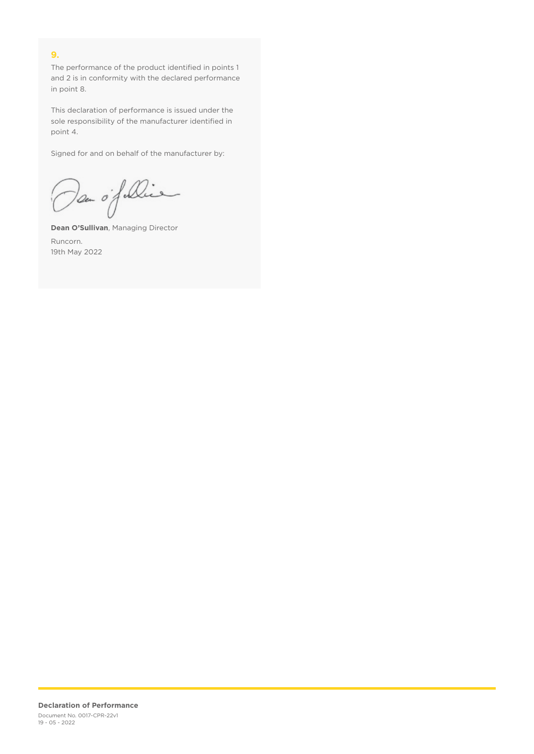## 9.

The performance of the product identified in points 1 and 2 is in conformity with the declared performance in point 8.

This declaration of performance is issued under the sole responsibility of the manufacturer identified in point 4.

Signed for and on behalf of the manufacturer by:

**Dean O'Sullivan**, Managing Director

Runcorn.
19th May 2022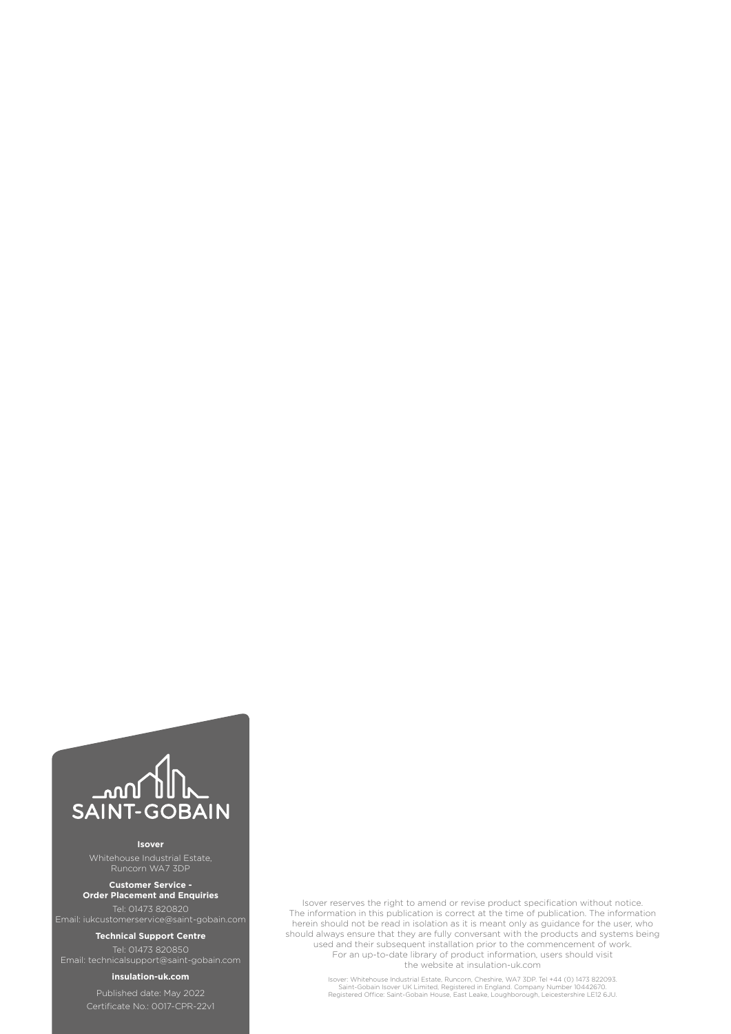SAINT-GOBAIN

**Isover**

Whitehouse Industrial Estate,
Runcorn WA7 3DP

**Customer Service -
Order Placement and Enquiries**

Tel: 01473 820820
Email: iukcustomerservice@saint-gobain.com

**Technical Support Centre**

Tel: 01473 820850
Email: technicalsupport@saint-gobain.com

**insulation-uk.com**

Published date: May 2022
Certificate No.: 0017-CPR-22v1

Isover reserves the right to amend or revise product specification without notice. The information in this publication is correct at the time of publication. The information herein should not be read in isolation as it is meant only as guidance for the user, who should always ensure that they are fully conversant with the products and systems being used and their subsequent installation prior to the commencement of work. For an up-to-date library of product information, users should visit the website at insulation-uk.com

Isover: Whitehouse Industrial Estate, Runcorn, Cheshire, WA7 3DP. Tel +44 (0) 1473 822093.
Saint-Gobain Isover UK Limited, Registered in England. Company Number 10442670.
Registered Office: Saint-Gobain House, East Leake, Loughborough, Leicestershire LE12 6JU.